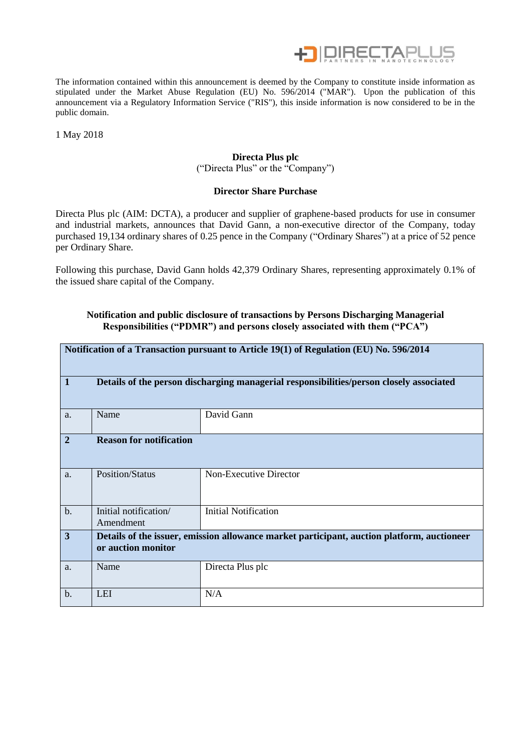The information contained within this announcement is deemed by the Company to constitute inside information as stipulated under the Market Abuse Regulation (EU) No. 596/2014 ("MAR"). Upon the publication of this announcement via a Regulatory Information Service ("RIS"), this inside information is now considered to be in the public domain.

1 May 2018

**Directa Plus plc**

("Directa Plus" or the "Company")

**Director Share Purchase**

Directa Plus plc (AIM: DCTA), a producer and supplier of graphene-based products for use in consumer and industrial markets, announces that David Gann, a non-executive director of the Company, today purchased 19,134 ordinary shares of 0.25 pence in the Company ("Ordinary Shares") at a price of 52 pence per Ordinary Share.

Following this purchase, David Gann holds 42,379 Ordinary Shares, representing approximately 0.1% of the issued share capital of the Company.

**Notification and public disclosure of transactions by Persons Discharging Managerial Responsibilities ("PDMR") and persons closely associated with them ("PCA")**

| **Notification of a Transaction pursuant to Article 19(1) of Regulation (EU) No. 596/2014** | | |
|---|---|---|
| **1** | **Details of the person discharging managerial responsibilities/person closely associated** | |
| a. | Name | David Gann |
| **2** | **Reason for notification** | |
| a. | Position/Status | Non-Executive Director |
| b. | Initial notification/ Amendment | Initial Notification |
| **3** | **Details of the issuer, emission allowance market participant, auction platform, auctioneer or auction monitor** | |
| a. | Name | Directa Plus plc |
| b. | LEI | N/A |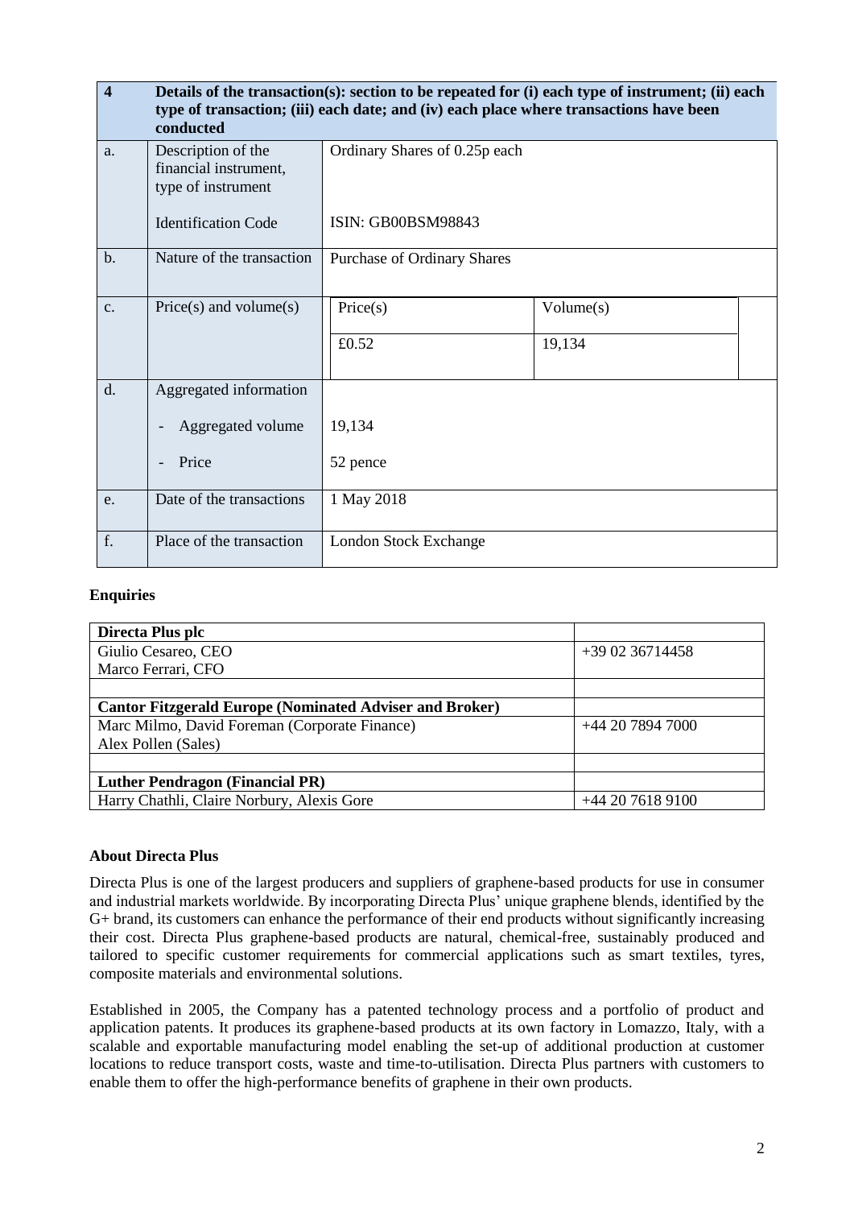| 4 | Details of the transaction(s): section to be repeated for (i) each type of instrument; (ii) each type of transaction; (iii) each date; and (iv) each place where transactions have been conducted | | |
|---|---|---|---|
| a. | Description of the financial instrument, type of instrument<br><br>Identification Code | Ordinary Shares of 0.25p each<br><br>ISIN: GB00BSM98843 | |
| b. | Nature of the transaction | Purchase of Ordinary Shares | |
| c. | Price(s) and volume(s) | Price(s)<br><br>£0.52 | Volume(s)<br><br>19,134 |
| d. | Aggregated information<br><br>- Aggregated volume<br><br>- Price | <br><br>19,134<br><br>52 pence | |
| e. | Date of the transactions | 1 May 2018 | |
| f. | Place of the transaction | London Stock Exchange | |

**Enquiries**

| | |
|---|---|
| **Directa Plus plc** | |
| Giulio Cesareo, CEO<br>Marco Ferrari, CFO | +39 02 36714458 |
| | |
| **Cantor Fitzgerald Europe (Nominated Adviser and Broker)** | |
| Marc Milmo, David Foreman (Corporate Finance)<br>Alex Pollen (Sales) | +44 20 7894 7000 |
| | |
| **Luther Pendragon (Financial PR)** | |
| Harry Chathli, Claire Norbury, Alexis Gore | +44 20 7618 9100 |

**About Directa Plus**

Directa Plus is one of the largest producers and suppliers of graphene-based products for use in consumer and industrial markets worldwide. By incorporating Directa Plus' unique graphene blends, identified by the G+ brand, its customers can enhance the performance of their end products without significantly increasing their cost. Directa Plus graphene-based products are natural, chemical-free, sustainably produced and tailored to specific customer requirements for commercial applications such as smart textiles, tyres, composite materials and environmental solutions.

Established in 2005, the Company has a patented technology process and a portfolio of product and application patents. It produces its graphene-based products at its own factory in Lomazzo, Italy, with a scalable and exportable manufacturing model enabling the set-up of additional production at customer locations to reduce transport costs, waste and time-to-utilisation. Directa Plus partners with customers to enable them to offer the high-performance benefits of graphene in their own products.